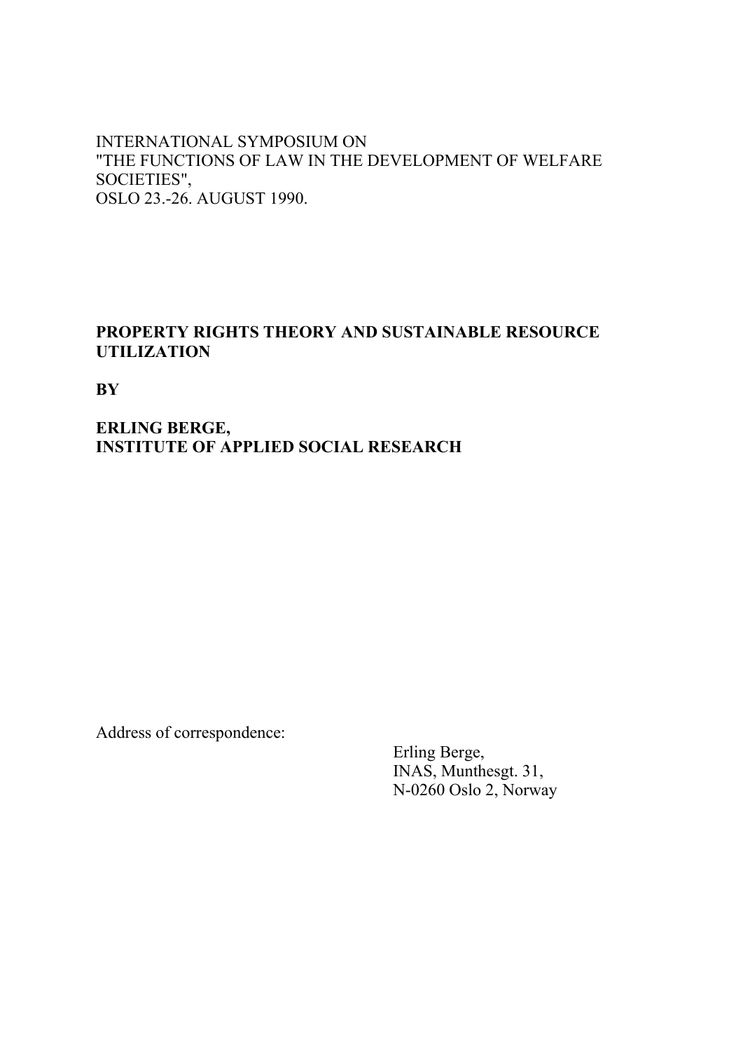INTERNATIONAL SYMPOSIUM ON
"THE FUNCTIONS OF LAW IN THE DEVELOPMENT OF WELFARE SOCIETIES",
OSLO 23.-26. AUGUST 1990.

# PROPERTY RIGHTS THEORY AND SUSTAINABLE RESOURCE UTILIZATION

**BY**

**ERLING BERGE,**
**INSTITUTE OF APPLIED SOCIAL RESEARCH**

Address of correspondence:

Erling Berge,
INAS, Munthesgt. 31,
N-0260 Oslo 2, Norway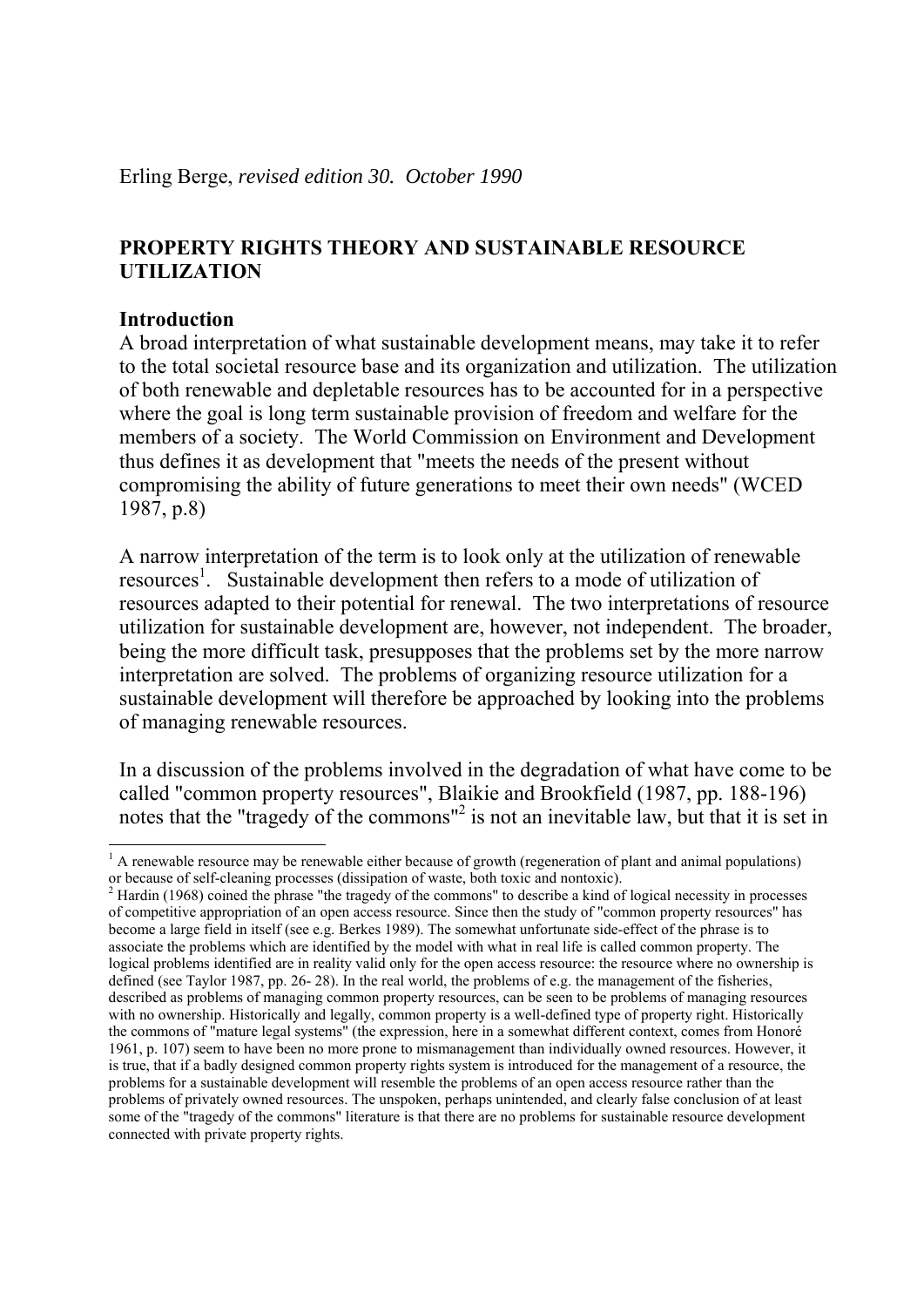Erling Berge, *revised edition 30. October 1990*

## PROPERTY RIGHTS THEORY AND SUSTAINABLE RESOURCE UTILIZATION

### Introduction

A broad interpretation of what sustainable development means, may take it to refer to the total societal resource base and its organization and utilization. The utilization of both renewable and depletable resources has to be accounted for in a perspective where the goal is long term sustainable provision of freedom and welfare for the members of a society. The World Commission on Environment and Development thus defines it as development that "meets the needs of the present without compromising the ability of future generations to meet their own needs" (WCED 1987, p.8)

A narrow interpretation of the term is to look only at the utilization of renewable resources[1]. Sustainable development then refers to a mode of utilization of resources adapted to their potential for renewal. The two interpretations of resource utilization for sustainable development are, however, not independent. The broader, being the more difficult task, presupposes that the problems set by the more narrow interpretation are solved. The problems of organizing resource utilization for a sustainable development will therefore be approached by looking into the problems of managing renewable resources.

In a discussion of the problems involved in the degradation of what have come to be called "common property resources", Blaikie and Brookfield (1987, pp. 188-196) notes that the "tragedy of the commons"[2] is not an inevitable law, but that it is set in

---

[1] A renewable resource may be renewable either because of growth (regeneration of plant and animal populations) or because of self-cleaning processes (dissipation of waste, both toxic and nontoxic).

[2] Hardin (1968) coined the phrase "the tragedy of the commons" to describe a kind of logical necessity in processes of competitive appropriation of an open access resource. Since then the study of "common property resources" has become a large field in itself (see e.g. Berkes 1989). The somewhat unfortunate side-effect of the phrase is to associate the problems which are identified by the model with what in real life is called common property. The logical problems identified are in reality valid only for the open access resource: the resource where no ownership is defined (see Taylor 1987, pp. 26- 28). In the real world, the problems of e.g. the management of the fisheries, described as problems of managing common property resources, can be seen to be problems of managing resources with no ownership. Historically and legally, common property is a well-defined type of property right. Historically the commons of "mature legal systems" (the expression, here in a somewhat different context, comes from Honoré 1961, p. 107) seem to have been no more prone to mismanagement than individually owned resources. However, it is true, that if a badly designed common property rights system is introduced for the management of a resource, the problems for a sustainable development will resemble the problems of an open access resource rather than the problems of privately owned resources. The unspoken, perhaps unintended, and clearly false conclusion of at least some of the "tragedy of the commons" literature is that there are no problems for sustainable resource development connected with private property rights.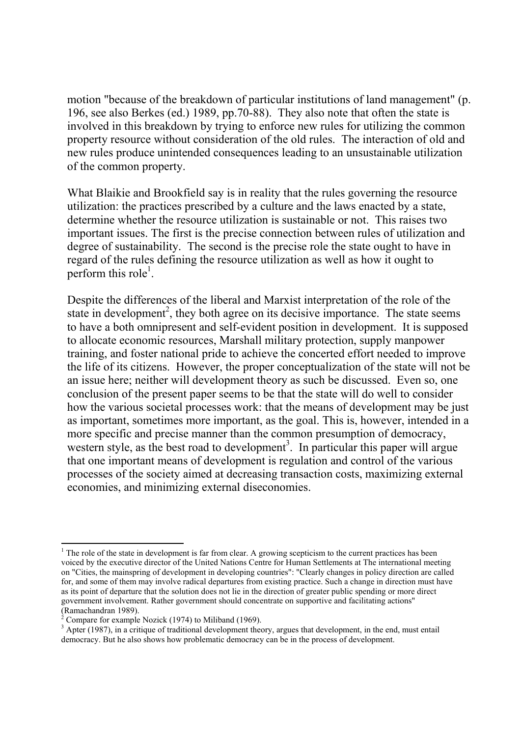motion "because of the breakdown of particular institutions of land management" (p. 196, see also Berkes (ed.) 1989, pp.70-88). They also note that often the state is involved in this breakdown by trying to enforce new rules for utilizing the common property resource without consideration of the old rules. The interaction of old and new rules produce unintended consequences leading to an unsustainable utilization of the common property.

What Blaikie and Brookfield say is in reality that the rules governing the resource utilization: the practices prescribed by a culture and the laws enacted by a state, determine whether the resource utilization is sustainable or not. This raises two important issues. The first is the precise connection between rules of utilization and degree of sustainability. The second is the precise role the state ought to have in regard of the rules defining the resource utilization as well as how it ought to perform this role[1].

Despite the differences of the liberal and Marxist interpretation of the role of the state in development[2], they both agree on its decisive importance. The state seems to have a both omnipresent and self-evident position in development. It is supposed to allocate economic resources, Marshall military protection, supply manpower training, and foster national pride to achieve the concerted effort needed to improve the life of its citizens. However, the proper conceptualization of the state will not be an issue here; neither will development theory as such be discussed. Even so, one conclusion of the present paper seems to be that the state will do well to consider how the various societal processes work: that the means of development may be just as important, sometimes more important, as the goal. This is, however, intended in a more specific and precise manner than the common presumption of democracy, western style, as the best road to development[3]. In particular this paper will argue that one important means of development is regulation and control of the various processes of the society aimed at decreasing transaction costs, maximizing external economies, and minimizing external diseconomies.

---

[1] The role of the state in development is far from clear. A growing scepticism to the current practices has been voiced by the executive director of the United Nations Centre for Human Settlements at The international meeting on "Cities, the mainspring of development in developing countries": "Clearly changes in policy direction are called for, and some of them may involve radical departures from existing practice. Such a change in direction must have as its point of departure that the solution does not lie in the direction of greater public spending or more direct government involvement. Rather government should concentrate on supportive and facilitating actions" (Ramachandran 1989).

[2] Compare for example Nozick (1974) to Miliband (1969).

[3] Apter (1987), in a critique of traditional development theory, argues that development, in the end, must entail democracy. But he also shows how problematic democracy can be in the process of development.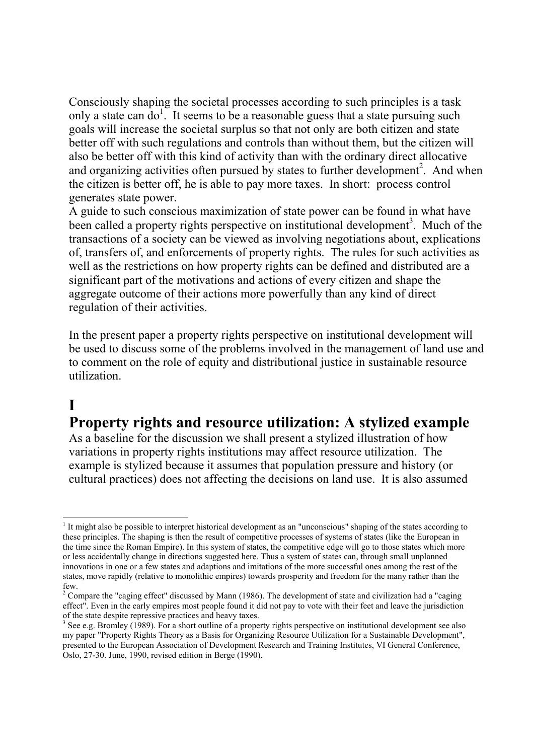Consciously shaping the societal processes according to such principles is a task only a state can do[1]. It seems to be a reasonable guess that a state pursuing such goals will increase the societal surplus so that not only are both citizen and state better off with such regulations and controls than without them, but the citizen will also be better off with this kind of activity than with the ordinary direct allocative and organizing activities often pursued by states to further development[2]. And when the citizen is better off, he is able to pay more taxes. In short: process control generates state power.
A guide to such conscious maximization of state power can be found in what have been called a property rights perspective on institutional development[3]. Much of the transactions of a society can be viewed as involving negotiations about, explications of, transfers of, and enforcements of property rights. The rules for such activities as well as the restrictions on how property rights can be defined and distributed are a significant part of the motivations and actions of every citizen and shape the aggregate outcome of their actions more powerfully than any kind of direct regulation of their activities.

In the present paper a property rights perspective on institutional development will be used to discuss some of the problems involved in the management of land use and to comment on the role of equity and distributional justice in sustainable resource utilization.

# I

# Property rights and resource utilization: A stylized example

As a baseline for the discussion we shall present a stylized illustration of how variations in property rights institutions may affect resource utilization. The example is stylized because it assumes that population pressure and history (or cultural practices) does not affecting the decisions on land use. It is also assumed

---

[1] It might also be possible to interpret historical development as an "unconscious" shaping of the states according to these principles. The shaping is then the result of competitive processes of systems of states (like the European in the time since the Roman Empire). In this system of states, the competitive edge will go to those states which more or less accidentally change in directions suggested here. Thus a system of states can, through small unplanned innovations in one or a few states and adaptions and imitations of the more successful ones among the rest of the states, move rapidly (relative to monolithic empires) towards prosperity and freedom for the many rather than the few.

[2] Compare the "caging effect" discussed by Mann (1986). The development of state and civilization had a "caging effect". Even in the early empires most people found it did not pay to vote with their feet and leave the jurisdiction of the state despite repressive practices and heavy taxes.

[3] See e.g. Bromley (1989). For a short outline of a property rights perspective on institutional development see also my paper "Property Rights Theory as a Basis for Organizing Resource Utilization for a Sustainable Development", presented to the European Association of Development Research and Training Institutes, VI General Conference, Oslo, 27-30. June, 1990, revised edition in Berge (1990).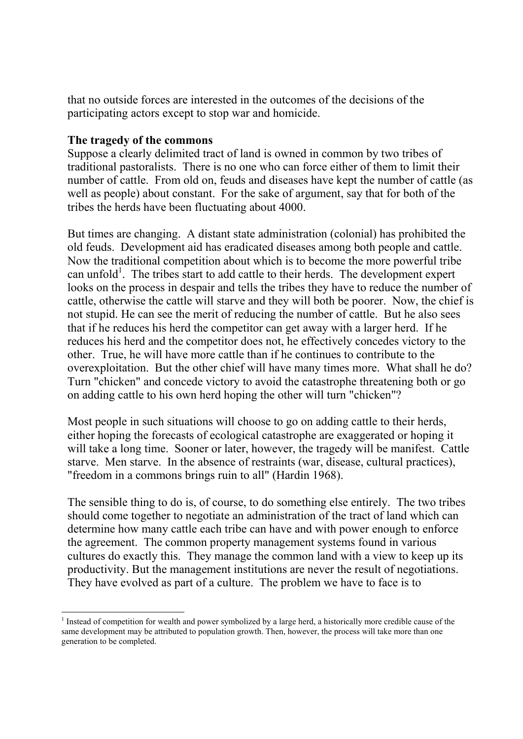that no outside forces are interested in the outcomes of the decisions of the participating actors except to stop war and homicide.

**The tragedy of the commons**

Suppose a clearly delimited tract of land is owned in common by two tribes of traditional pastoralists. There is no one who can force either of them to limit their number of cattle. From old on, feuds and diseases have kept the number of cattle (as well as people) about constant. For the sake of argument, say that for both of the tribes the herds have been fluctuating about 4000.

But times are changing. A distant state administration (colonial) has prohibited the old feuds. Development aid has eradicated diseases among both people and cattle. Now the traditional competition about which is to become the more powerful tribe can unfold[1]. The tribes start to add cattle to their herds. The development expert looks on the process in despair and tells the tribes they have to reduce the number of cattle, otherwise the cattle will starve and they will both be poorer. Now, the chief is not stupid. He can see the merit of reducing the number of cattle. But he also sees that if he reduces his herd the competitor can get away with a larger herd. If he reduces his herd and the competitor does not, he effectively concedes victory to the other. True, he will have more cattle than if he continues to contribute to the overexploitation. But the other chief will have many times more. What shall he do? Turn "chicken" and concede victory to avoid the catastrophe threatening both or go on adding cattle to his own herd hoping the other will turn "chicken"?

Most people in such situations will choose to go on adding cattle to their herds, either hoping the forecasts of ecological catastrophe are exaggerated or hoping it will take a long time. Sooner or later, however, the tragedy will be manifest. Cattle starve. Men starve. In the absence of restraints (war, disease, cultural practices), "freedom in a commons brings ruin to all" (Hardin 1968).

The sensible thing to do is, of course, to do something else entirely. The two tribes should come together to negotiate an administration of the tract of land which can determine how many cattle each tribe can have and with power enough to enforce the agreement. The common property management systems found in various cultures do exactly this. They manage the common land with a view to keep up its productivity. But the management institutions are never the result of negotiations. They have evolved as part of a culture. The problem we have to face is to

---

[1] Instead of competition for wealth and power symbolized by a large herd, a historically more credible cause of the same development may be attributed to population growth. Then, however, the process will take more than one generation to be completed.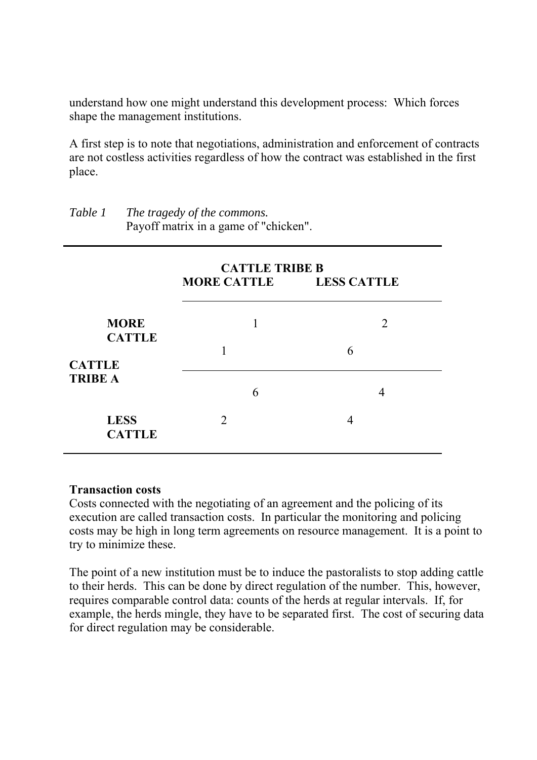understand how one might understand this development process: Which forces shape the management institutions.

A first step is to note that negotiations, administration and enforcement of contracts are not costless activities regardless of how the contract was established in the first place.

*Table 1 The tragedy of the commons.*
Payoff matrix in a game of "chicken".

| | | CATTLE TRIBE B | |
|---|---|---|---|
| | | MORE CATTLE | LESS CATTLE |
| CATTLE TRIBE A | MORE CATTLE | A: 1, B: 1 | A: 6, B: 2 |
| | LESS CATTLE | A: 2, B: 6 | A: 4, B: 4 |

**Transaction costs**
Costs connected with the negotiating of an agreement and the policing of its execution are called transaction costs. In particular the monitoring and policing costs may be high in long term agreements on resource management. It is a point to try to minimize these.

The point of a new institution must be to induce the pastoralists to stop adding cattle to their herds. This can be done by direct regulation of the number. This, however, requires comparable control data: counts of the herds at regular intervals. If, for example, the herds mingle, they have to be separated first. The cost of securing data for direct regulation may be considerable.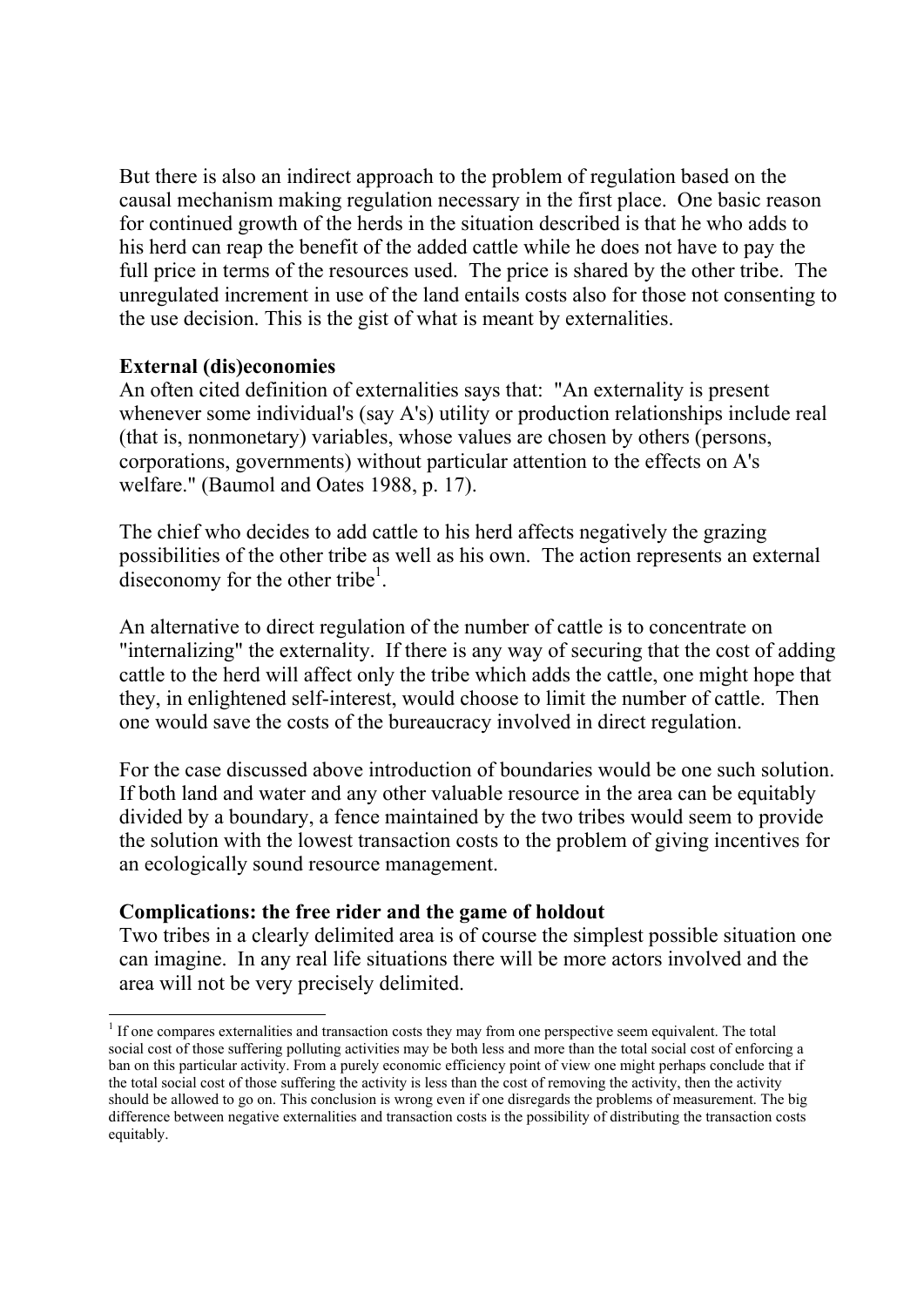But there is also an indirect approach to the problem of regulation based on the causal mechanism making regulation necessary in the first place. One basic reason for continued growth of the herds in the situation described is that he who adds to his herd can reap the benefit of the added cattle while he does not have to pay the full price in terms of the resources used. The price is shared by the other tribe. The unregulated increment in use of the land entails costs also for those not consenting to the use decision. This is the gist of what is meant by externalities.

**External (dis)economies**
An often cited definition of externalities says that: "An externality is present whenever some individual's (say A's) utility or production relationships include real (that is, nonmonetary) variables, whose values are chosen by others (persons, corporations, governments) without particular attention to the effects on A's welfare." (Baumol and Oates 1988, p. 17).

The chief who decides to add cattle to his herd affects negatively the grazing possibilities of the other tribe as well as his own. The action represents an external diseconomy for the other tribe[1].

An alternative to direct regulation of the number of cattle is to concentrate on "internalizing" the externality. If there is any way of securing that the cost of adding cattle to the herd will affect only the tribe which adds the cattle, one might hope that they, in enlightened self-interest, would choose to limit the number of cattle. Then one would save the costs of the bureaucracy involved in direct regulation.

For the case discussed above introduction of boundaries would be one such solution. If both land and water and any other valuable resource in the area can be equitably divided by a boundary, a fence maintained by the two tribes would seem to provide the solution with the lowest transaction costs to the problem of giving incentives for an ecologically sound resource management.

**Complications: the free rider and the game of holdout**
Two tribes in a clearly delimited area is of course the simplest possible situation one can imagine. In any real life situations there will be more actors involved and the area will not be very precisely delimited.

---

[1] If one compares externalities and transaction costs they may from one perspective seem equivalent. The total social cost of those suffering polluting activities may be both less and more than the total social cost of enforcing a ban on this particular activity. From a purely economic efficiency point of view one might perhaps conclude that if the total social cost of those suffering the activity is less than the cost of removing the activity, then the activity should be allowed to go on. This conclusion is wrong even if one disregards the problems of measurement. The big difference between negative externalities and transaction costs is the possibility of distributing the transaction costs equitably.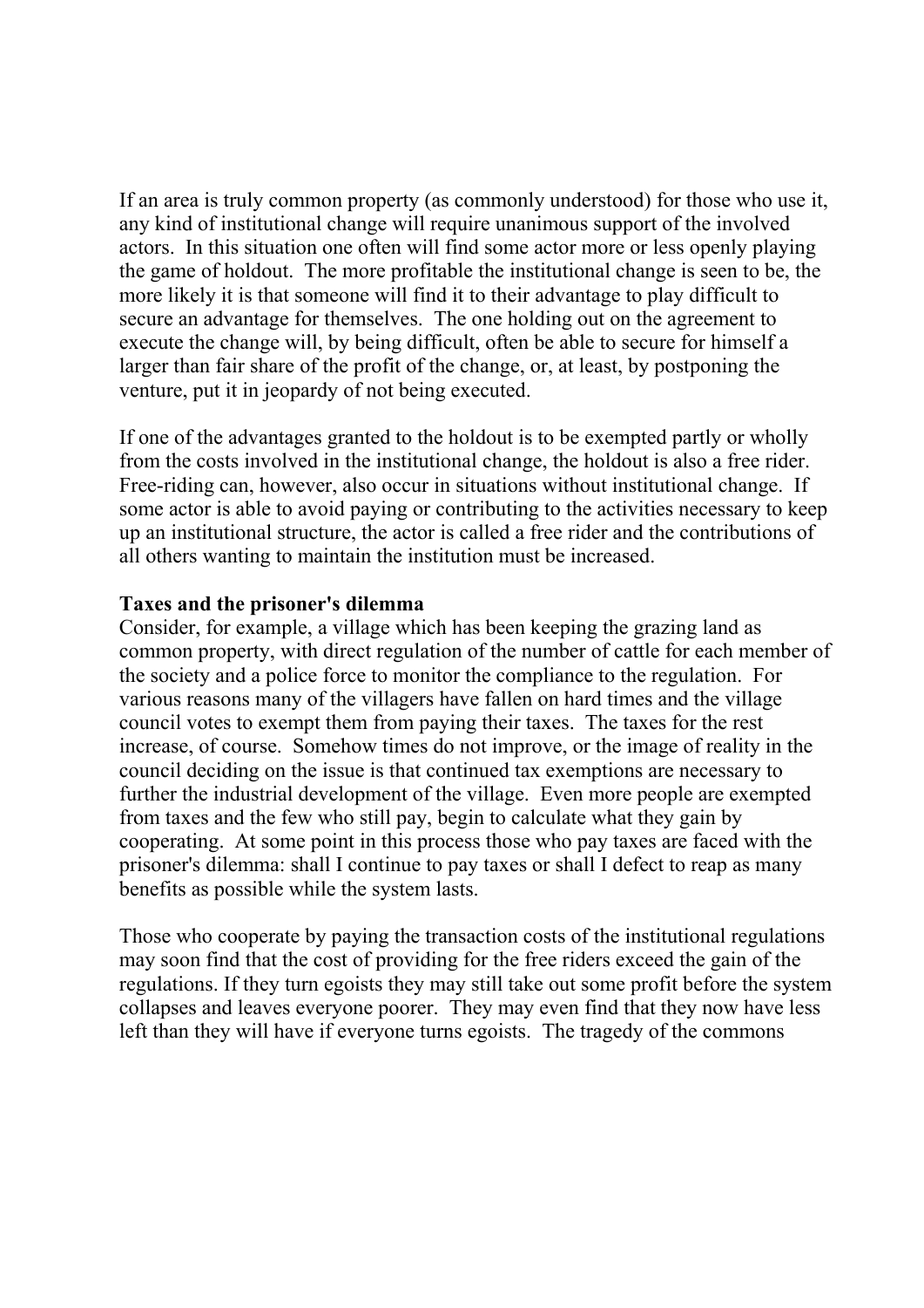If an area is truly common property (as commonly understood) for those who use it, any kind of institutional change will require unanimous support of the involved actors. In this situation one often will find some actor more or less openly playing the game of holdout. The more profitable the institutional change is seen to be, the more likely it is that someone will find it to their advantage to play difficult to secure an advantage for themselves. The one holding out on the agreement to execute the change will, by being difficult, often be able to secure for himself a larger than fair share of the profit of the change, or, at least, by postponing the venture, put it in jeopardy of not being executed.

If one of the advantages granted to the holdout is to be exempted partly or wholly from the costs involved in the institutional change, the holdout is also a free rider. Free-riding can, however, also occur in situations without institutional change. If some actor is able to avoid paying or contributing to the activities necessary to keep up an institutional structure, the actor is called a free rider and the contributions of all others wanting to maintain the institution must be increased.

**Taxes and the prisoner's dilemma**

Consider, for example, a village which has been keeping the grazing land as common property, with direct regulation of the number of cattle for each member of the society and a police force to monitor the compliance to the regulation. For various reasons many of the villagers have fallen on hard times and the village council votes to exempt them from paying their taxes. The taxes for the rest increase, of course. Somehow times do not improve, or the image of reality in the council deciding on the issue is that continued tax exemptions are necessary to further the industrial development of the village. Even more people are exempted from taxes and the few who still pay, begin to calculate what they gain by cooperating. At some point in this process those who pay taxes are faced with the prisoner's dilemma: shall I continue to pay taxes or shall I defect to reap as many benefits as possible while the system lasts.

Those who cooperate by paying the transaction costs of the institutional regulations may soon find that the cost of providing for the free riders exceed the gain of the regulations. If they turn egoists they may still take out some profit before the system collapses and leaves everyone poorer. They may even find that they now have less left than they will have if everyone turns egoists. The tragedy of the commons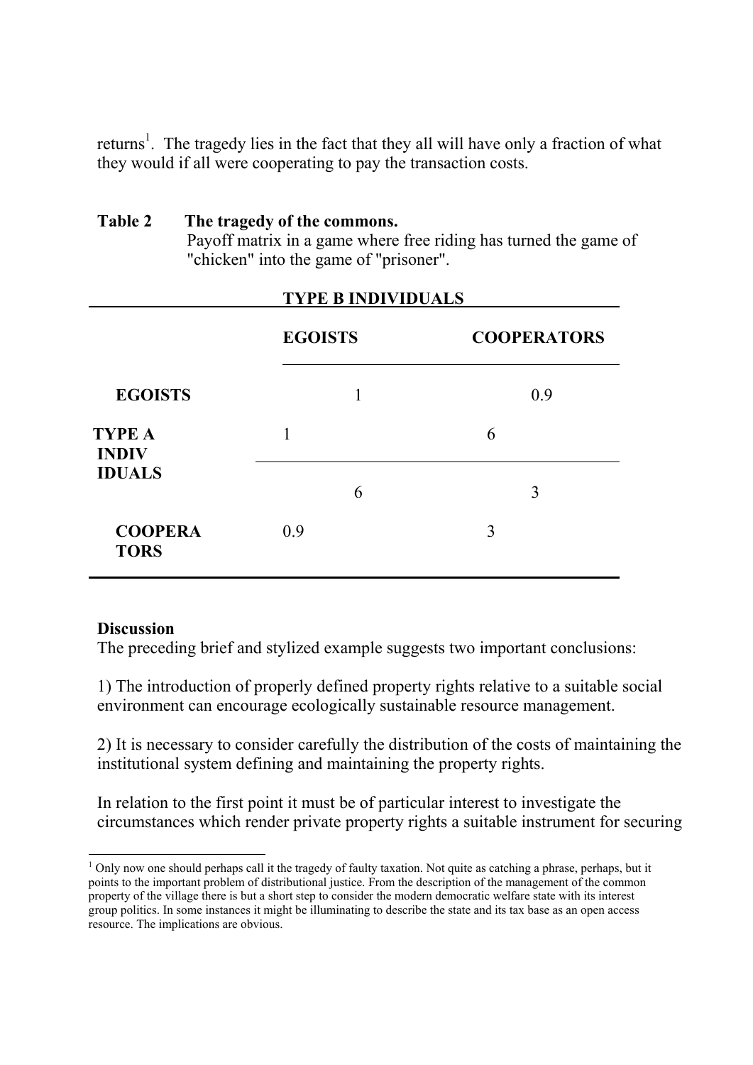returns[1]. The tragedy lies in the fact that they all will have only a fraction of what they would if all were cooperating to pay the transaction costs.

**Table 2 The tragedy of the commons.**
Payoff matrix in a game where free riding has turned the game of "chicken" into the game of "prisoner".

| | | TYPE B INDIVIDUALS | |
|---|---|---|---|
| | | **EGOISTS** | **COOPERATORS** |
| **TYPE A INDIVIDUALS** | **EGOISTS** | 1 / 1 | 0.9 / 6 |
| | **COOPERATORS** | 6 / 0.9 | 3 / 3 |

**Discussion**
The preceding brief and stylized example suggests two important conclusions:

1) The introduction of properly defined property rights relative to a suitable social environment can encourage ecologically sustainable resource management.

2) It is necessary to consider carefully the distribution of the costs of maintaining the institutional system defining and maintaining the property rights.

In relation to the first point it must be of particular interest to investigate the circumstances which render private property rights a suitable instrument for securing

[1] Only now one should perhaps call it the tragedy of faulty taxation. Not quite as catching a phrase, perhaps, but it points to the important problem of distributional justice. From the description of the management of the common property of the village there is but a short step to consider the modern democratic welfare state with its interest group politics. In some instances it might be illuminating to describe the state and its tax base as an open access resource. The implications are obvious.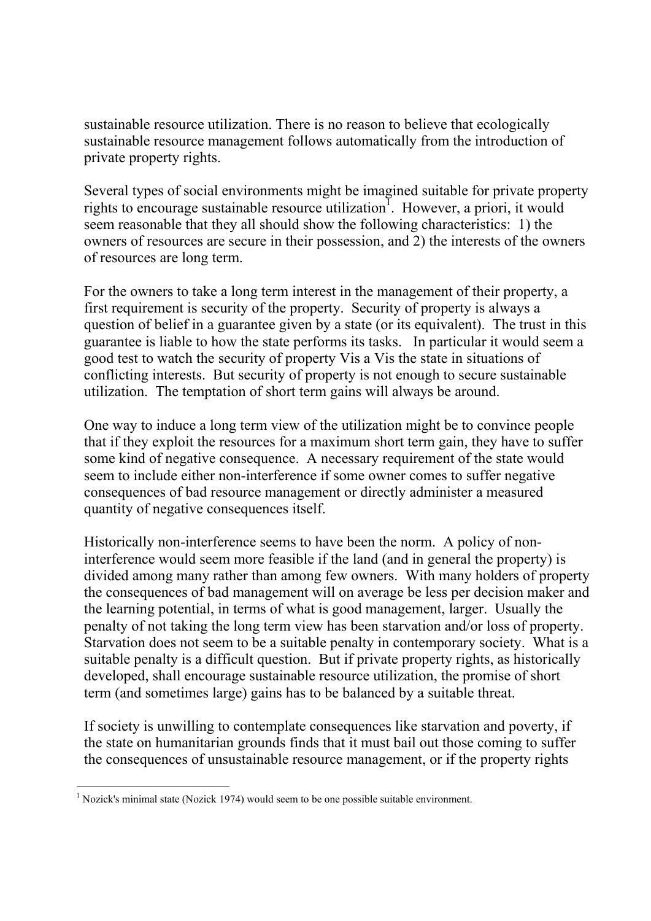sustainable resource utilization. There is no reason to believe that ecologically sustainable resource management follows automatically from the introduction of private property rights.

Several types of social environments might be imagined suitable for private property rights to encourage sustainable resource utilization[1]. However, a priori, it would seem reasonable that they all should show the following characteristics: 1) the owners of resources are secure in their possession, and 2) the interests of the owners of resources are long term.

For the owners to take a long term interest in the management of their property, a first requirement is security of the property. Security of property is always a question of belief in a guarantee given by a state (or its equivalent). The trust in this guarantee is liable to how the state performs its tasks. In particular it would seem a good test to watch the security of property Vis a Vis the state in situations of conflicting interests. But security of property is not enough to secure sustainable utilization. The temptation of short term gains will always be around.

One way to induce a long term view of the utilization might be to convince people that if they exploit the resources for a maximum short term gain, they have to suffer some kind of negative consequence. A necessary requirement of the state would seem to include either non-interference if some owner comes to suffer negative consequences of bad resource management or directly administer a measured quantity of negative consequences itself.

Historically non-interference seems to have been the norm. A policy of non-interference would seem more feasible if the land (and in general the property) is divided among many rather than among few owners. With many holders of property the consequences of bad management will on average be less per decision maker and the learning potential, in terms of what is good management, larger. Usually the penalty of not taking the long term view has been starvation and/or loss of property. Starvation does not seem to be a suitable penalty in contemporary society. What is a suitable penalty is a difficult question. But if private property rights, as historically developed, shall encourage sustainable resource utilization, the promise of short term (and sometimes large) gains has to be balanced by a suitable threat.

If society is unwilling to contemplate consequences like starvation and poverty, if the state on humanitarian grounds finds that it must bail out those coming to suffer the consequences of unsustainable resource management, or if the property rights

[1] Nozick's minimal state (Nozick 1974) would seem to be one possible suitable environment.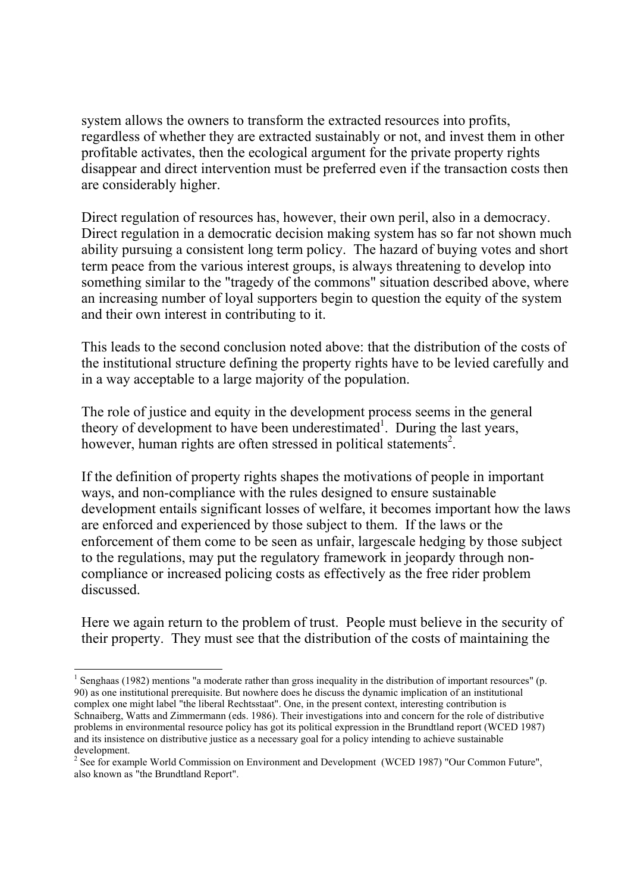system allows the owners to transform the extracted resources into profits, regardless of whether they are extracted sustainably or not, and invest them in other profitable activates, then the ecological argument for the private property rights disappear and direct intervention must be preferred even if the transaction costs then are considerably higher.

Direct regulation of resources has, however, their own peril, also in a democracy. Direct regulation in a democratic decision making system has so far not shown much ability pursuing a consistent long term policy. The hazard of buying votes and short term peace from the various interest groups, is always threatening to develop into something similar to the "tragedy of the commons" situation described above, where an increasing number of loyal supporters begin to question the equity of the system and their own interest in contributing to it.

This leads to the second conclusion noted above: that the distribution of the costs of the institutional structure defining the property rights have to be levied carefully and in a way acceptable to a large majority of the population.

The role of justice and equity in the development process seems in the general theory of development to have been underestimated[1]. During the last years, however, human rights are often stressed in political statements[2].

If the definition of property rights shapes the motivations of people in important ways, and non-compliance with the rules designed to ensure sustainable development entails significant losses of welfare, it becomes important how the laws are enforced and experienced by those subject to them. If the laws or the enforcement of them come to be seen as unfair, largescale hedging by those subject to the regulations, may put the regulatory framework in jeopardy through non-compliance or increased policing costs as effectively as the free rider problem discussed.

Here we again return to the problem of trust. People must believe in the security of their property. They must see that the distribution of the costs of maintaining the

---

[1] Senghaas (1982) mentions "a moderate rather than gross inequality in the distribution of important resources" (p. 90) as one institutional prerequisite. But nowhere does he discuss the dynamic implication of an institutional complex one might label "the liberal Rechtsstaat". One, in the present context, interesting contribution is Schnaiberg, Watts and Zimmermann (eds. 1986). Their investigations into and concern for the role of distributive problems in environmental resource policy has got its political expression in the Brundtland report (WCED 1987) and its insistence on distributive justice as a necessary goal for a policy intending to achieve sustainable development.

[2] See for example World Commission on Environment and Development (WCED 1987) "Our Common Future", also known as "the Brundtland Report".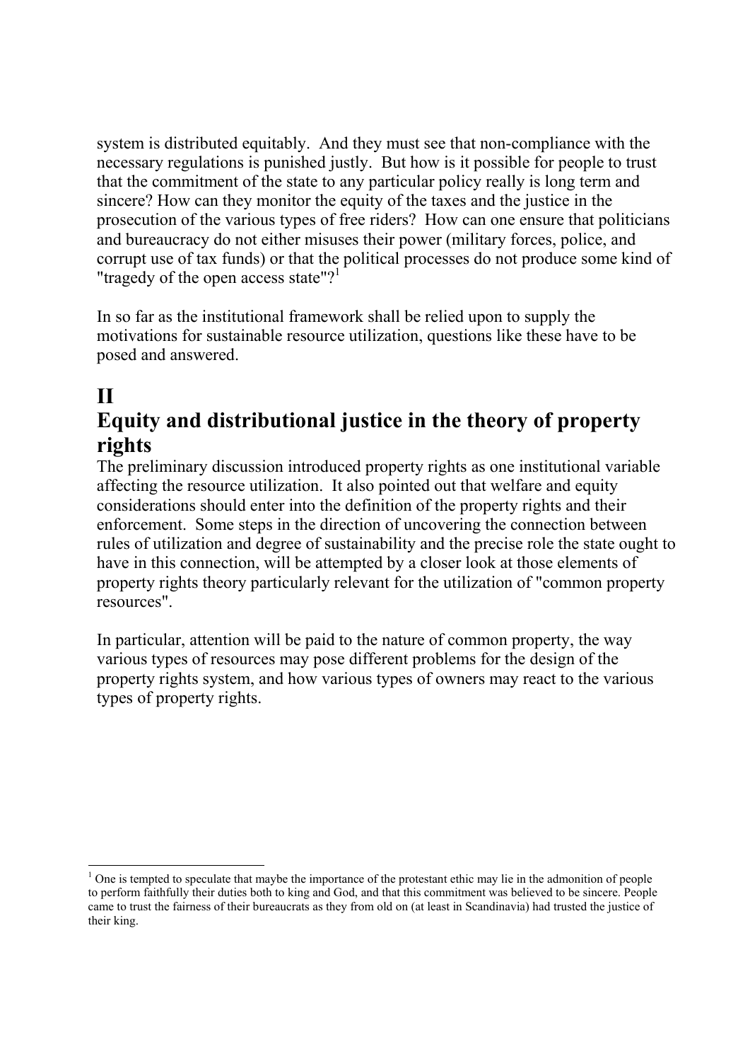system is distributed equitably. And they must see that non-compliance with the necessary regulations is punished justly. But how is it possible for people to trust that the commitment of the state to any particular policy really is long term and sincere? How can they monitor the equity of the taxes and the justice in the prosecution of the various types of free riders? How can one ensure that politicians and bureaucracy do not either misuses their power (military forces, police, and corrupt use of tax funds) or that the political processes do not produce some kind of "tragedy of the open access state"?[1]

In so far as the institutional framework shall be relied upon to supply the motivations for sustainable resource utilization, questions like these have to be posed and answered.

## II
## Equity and distributional justice in the theory of property rights

The preliminary discussion introduced property rights as one institutional variable affecting the resource utilization. It also pointed out that welfare and equity considerations should enter into the definition of the property rights and their enforcement. Some steps in the direction of uncovering the connection between rules of utilization and degree of sustainability and the precise role the state ought to have in this connection, will be attempted by a closer look at those elements of property rights theory particularly relevant for the utilization of "common property resources".

In particular, attention will be paid to the nature of common property, the way various types of resources may pose different problems for the design of the property rights system, and how various types of owners may react to the various types of property rights.

---

[1] One is tempted to speculate that maybe the importance of the protestant ethic may lie in the admonition of people to perform faithfully their duties both to king and God, and that this commitment was believed to be sincere. People came to trust the fairness of their bureaucrats as they from old on (at least in Scandinavia) had trusted the justice of their king.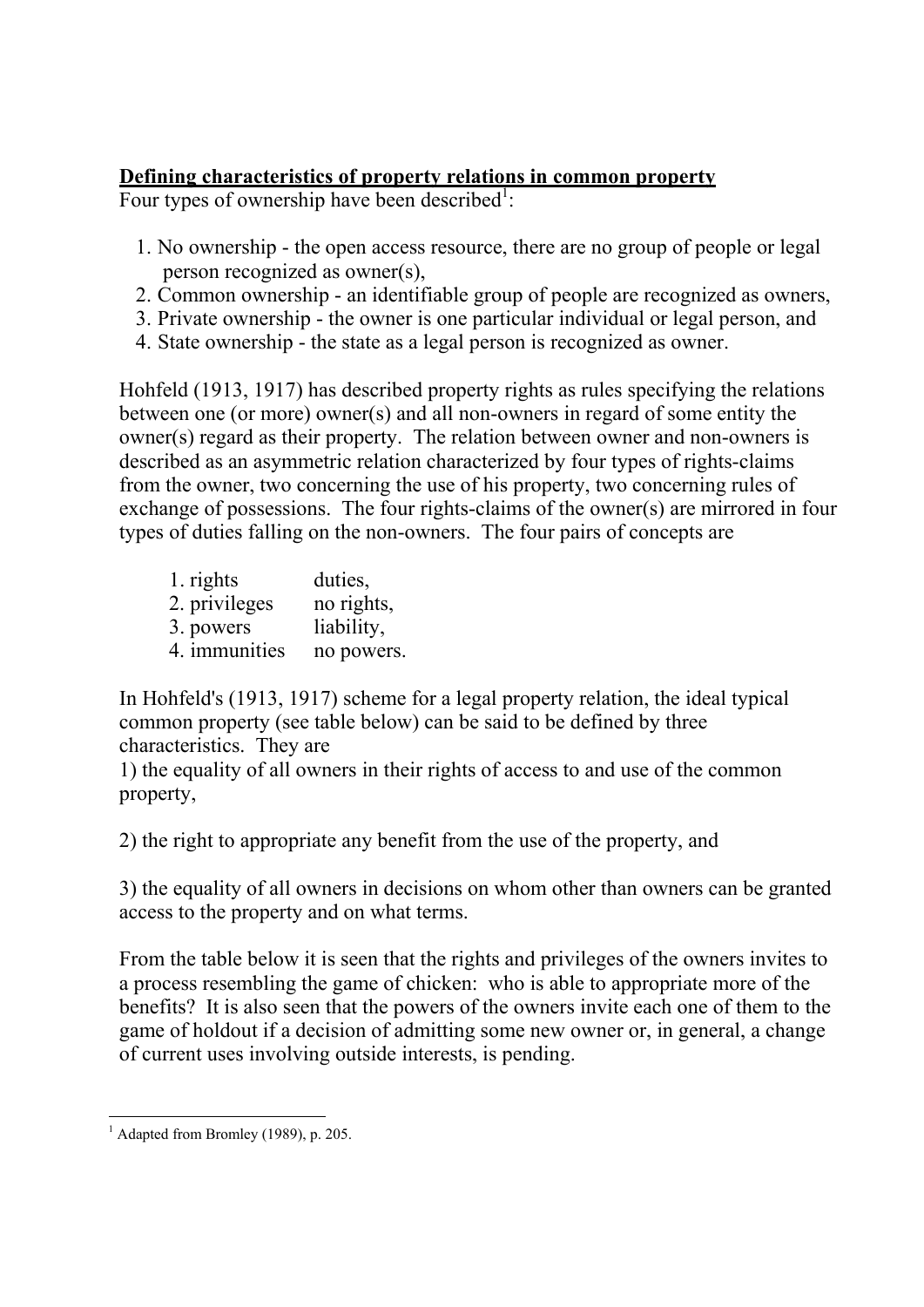**Defining characteristics of property relations in common property**

Four types of ownership have been described[1]:

1. No ownership - the open access resource, there are no group of people or legal person recognized as owner(s),
2. Common ownership - an identifiable group of people are recognized as owners,
3. Private ownership - the owner is one particular individual or legal person, and
4. State ownership - the state as a legal person is recognized as owner.

Hohfeld (1913, 1917) has described property rights as rules specifying the relations between one (or more) owner(s) and all non-owners in regard of some entity the owner(s) regard as their property. The relation between owner and non-owners is described as an asymmetric relation characterized by four types of rights-claims from the owner, two concerning the use of his property, two concerning rules of exchange of possessions. The four rights-claims of the owner(s) are mirrored in four types of duties falling on the non-owners. The four pairs of concepts are

| | |
|---|---|
| 1. rights | duties, |
| 2. privileges | no rights, |
| 3. powers | liability, |
| 4. immunities | no powers. |

In Hohfeld's (1913, 1917) scheme for a legal property relation, the ideal typical common property (see table below) can be said to be defined by three characteristics. They are

1) the equality of all owners in their rights of access to and use of the common property,

2) the right to appropriate any benefit from the use of the property, and

3) the equality of all owners in decisions on whom other than owners can be granted access to the property and on what terms.

From the table below it is seen that the rights and privileges of the owners invites to a process resembling the game of chicken: who is able to appropriate more of the benefits? It is also seen that the powers of the owners invite each one of them to the game of holdout if a decision of admitting some new owner or, in general, a change of current uses involving outside interests, is pending.

[1] Adapted from Bromley (1989), p. 205.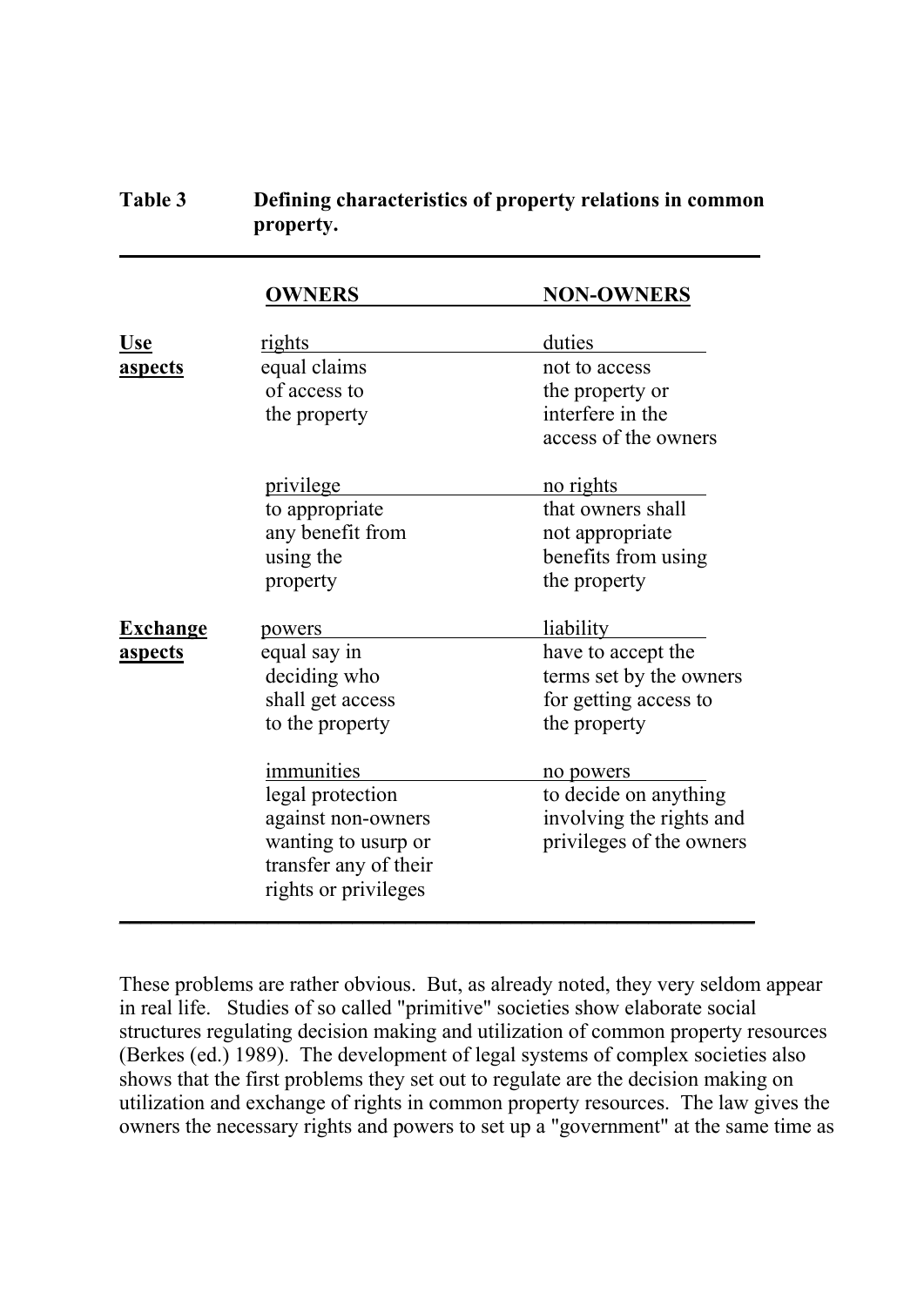**Table 3 Defining characteristics of property relations in common property.**

| | OWNERS | NON-OWNERS |
|---|---|---|
| **Use aspects** | rights<br>equal claims of access to the property | duties<br>not to access the property or interfere in the access of the owners |
| | privilege<br>to appropriate any benefit from using the property | no rights<br>that owners shall not appropriate benefits from using the property |
| **Exchange aspects** | powers<br>equal say in deciding who shall get access to the property | liability<br>have to accept the terms set by the owners for getting access to the property |
| | immunities<br>legal protection against non-owners wanting to usurp or transfer any of their rights or privileges | no powers<br>to decide on anything involving the rights and privileges of the owners |

These problems are rather obvious. But, as already noted, they very seldom appear in real life. Studies of so called "primitive" societies show elaborate social structures regulating decision making and utilization of common property resources (Berkes (ed.) 1989). The development of legal systems of complex societies also shows that the first problems they set out to regulate are the decision making on utilization and exchange of rights in common property resources. The law gives the owners the necessary rights and powers to set up a "government" at the same time as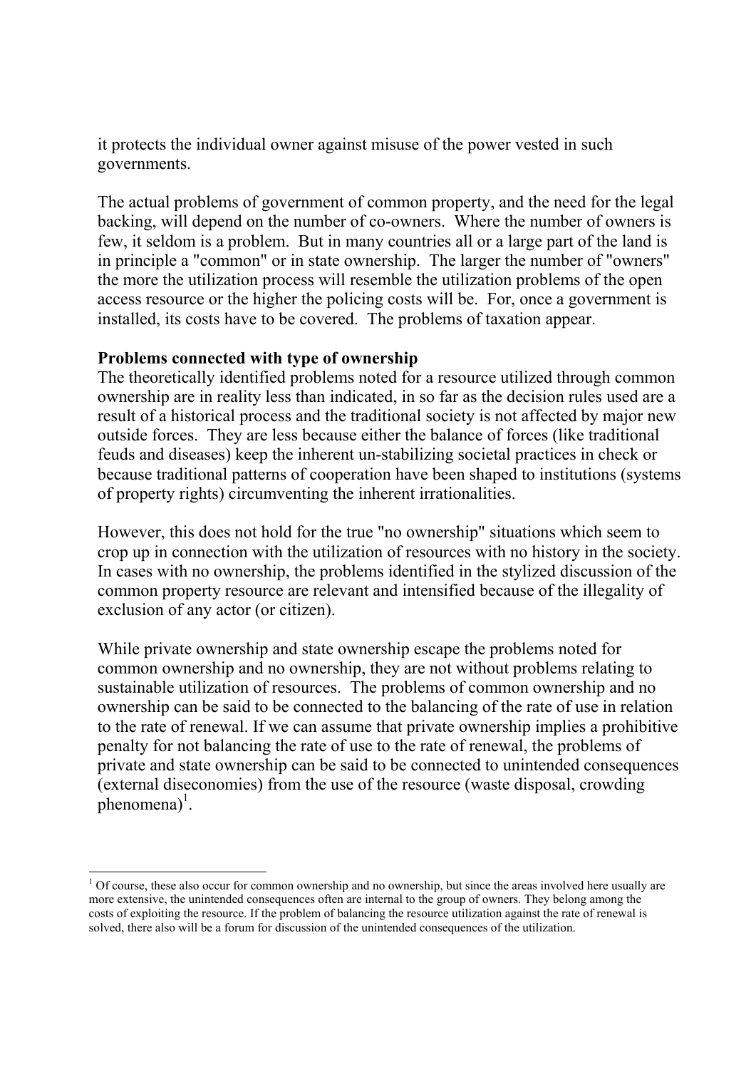it protects the individual owner against misuse of the power vested in such governments.

The actual problems of government of common property, and the need for the legal backing, will depend on the number of co-owners. Where the number of owners is few, it seldom is a problem. But in many countries all or a large part of the land is in principle a "common" or in state ownership. The larger the number of "owners" the more the utilization process will resemble the utilization problems of the open access resource or the higher the policing costs will be. For, once a government is installed, its costs have to be covered. The problems of taxation appear.

**Problems connected with type of ownership**

The theoretically identified problems noted for a resource utilized through common ownership are in reality less than indicated, in so far as the decision rules used are a result of a historical process and the traditional society is not affected by major new outside forces. They are less because either the balance of forces (like traditional feuds and diseases) keep the inherent un-stabilizing societal practices in check or because traditional patterns of cooperation have been shaped to institutions (systems of property rights) circumventing the inherent irrationalities.

However, this does not hold for the true "no ownership" situations which seem to crop up in connection with the utilization of resources with no history in the society. In cases with no ownership, the problems identified in the stylized discussion of the common property resource are relevant and intensified because of the illegality of exclusion of any actor (or citizen).

While private ownership and state ownership escape the problems noted for common ownership and no ownership, they are not without problems relating to sustainable utilization of resources. The problems of common ownership and no ownership can be said to be connected to the balancing of the rate of use in relation to the rate of renewal. If we can assume that private ownership implies a prohibitive penalty for not balancing the rate of use to the rate of renewal, the problems of private and state ownership can be said to be connected to unintended consequences (external diseconomies) from the use of the resource (waste disposal, crowding phenomena)[1].

[1] Of course, these also occur for common ownership and no ownership, but since the areas involved here usually are more extensive, the unintended consequences often are internal to the group of owners. They belong among the costs of exploiting the resource. If the problem of balancing the resource utilization against the rate of renewal is solved, there also will be a forum for discussion of the unintended consequences of the utilization.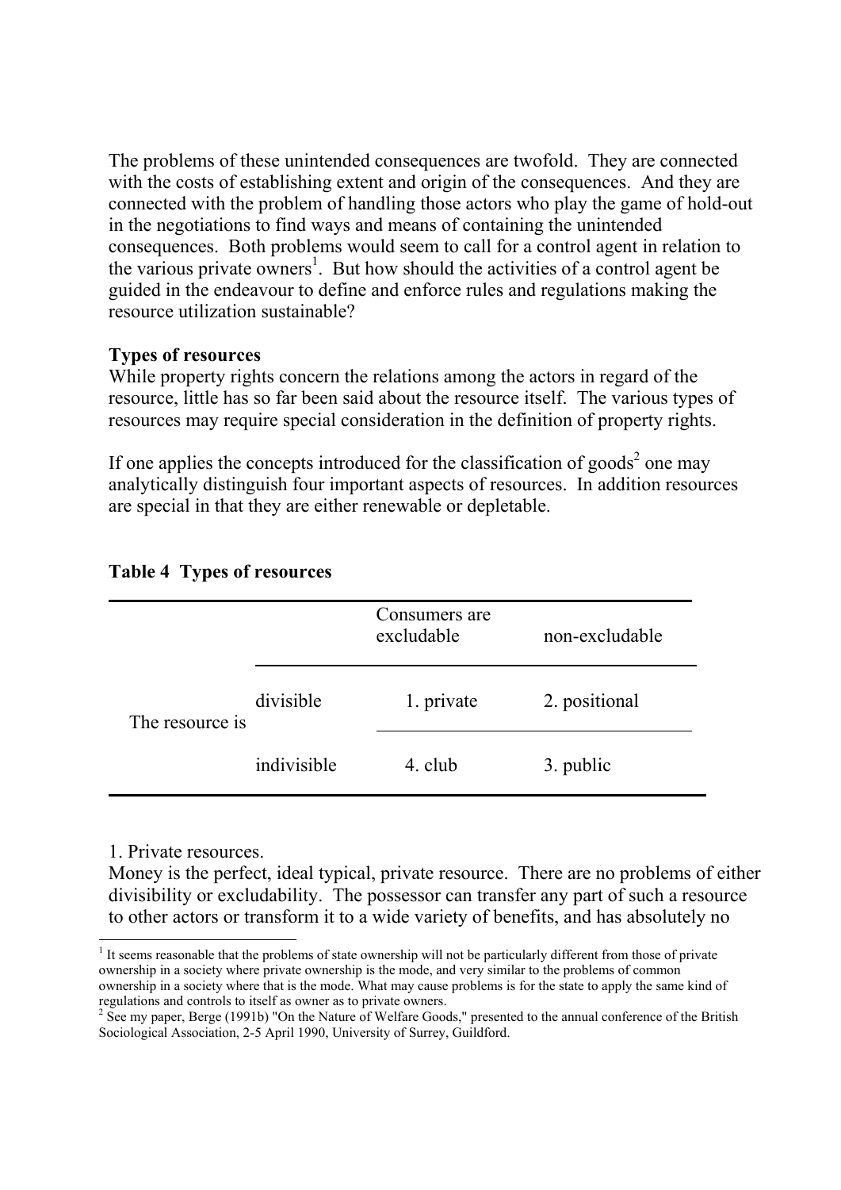The problems of these unintended consequences are twofold. They are connected with the costs of establishing extent and origin of the consequences. And they are connected with the problem of handling those actors who play the game of hold-out in the negotiations to find ways and means of containing the unintended consequences. Both problems would seem to call for a control agent in relation to the various private owners[1]. But how should the activities of a control agent be guided in the endeavour to define and enforce rules and regulations making the resource utilization sustainable?

**Types of resources**

While property rights concern the relations among the actors in regard of the resource, little has so far been said about the resource itself. The various types of resources may require special consideration in the definition of property rights.

If one applies the concepts introduced for the classification of goods[2] one may analytically distinguish four important aspects of resources. In addition resources are special in that they are either renewable or depletable.

**Table 4 Types of resources**

| | | Consumers are excludable | non-excludable |
|---|---|---|---|
| The resource is | divisible | 1. private | 2. positional |
| | indivisible | 4. club | 3. public |

1. Private resources.

Money is the perfect, ideal typical, private resource. There are no problems of either divisibility or excludability. The possessor can transfer any part of such a resource to other actors or transform it to a wide variety of benefits, and has absolutely no

---

[1] It seems reasonable that the problems of state ownership will not be particularly different from those of private ownership in a society where private ownership is the mode, and very similar to the problems of common ownership in a society where that is the mode. What may cause problems is for the state to apply the same kind of regulations and controls to itself as owner as to private owners.

[2] See my paper, Berge (1991b) "On the Nature of Welfare Goods," presented to the annual conference of the British Sociological Association, 2-5 April 1990, University of Surrey, Guildford.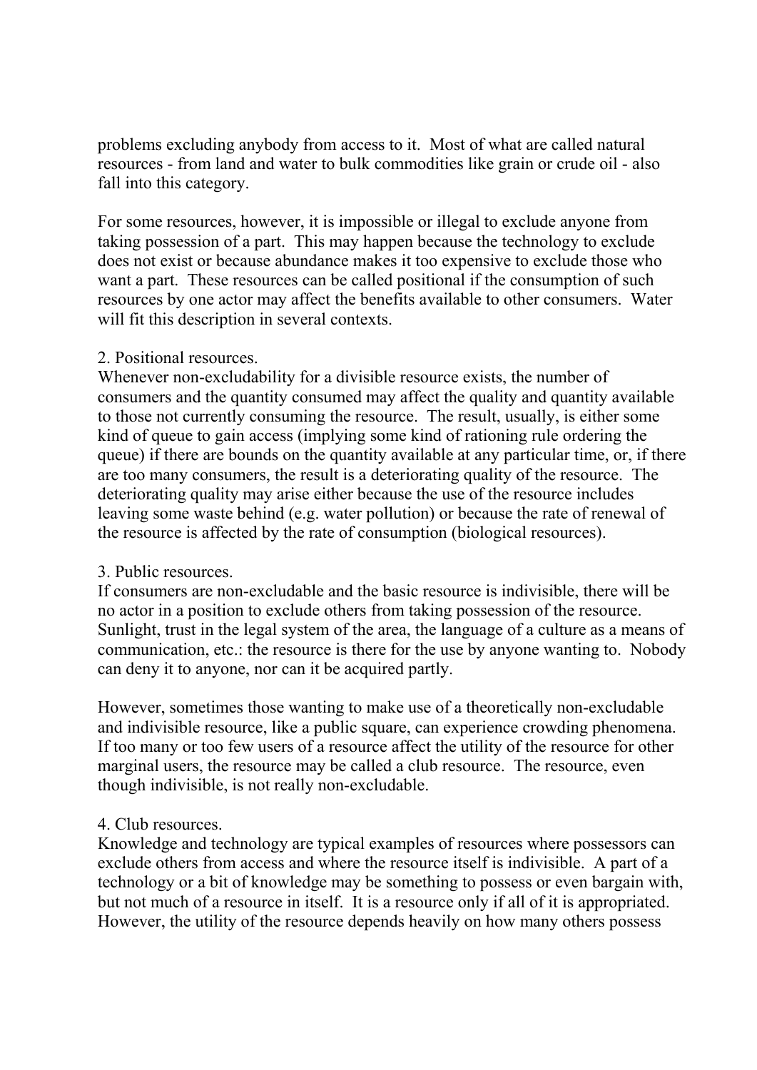problems excluding anybody from access to it. Most of what are called natural resources - from land and water to bulk commodities like grain or crude oil - also fall into this category.

For some resources, however, it is impossible or illegal to exclude anyone from taking possession of a part. This may happen because the technology to exclude does not exist or because abundance makes it too expensive to exclude those who want a part. These resources can be called positional if the consumption of such resources by one actor may affect the benefits available to other consumers. Water will fit this description in several contexts.

2. Positional resources.
Whenever non-excludability for a divisible resource exists, the number of consumers and the quantity consumed may affect the quality and quantity available to those not currently consuming the resource. The result, usually, is either some kind of queue to gain access (implying some kind of rationing rule ordering the queue) if there are bounds on the quantity available at any particular time, or, if there are too many consumers, the result is a deteriorating quality of the resource. The deteriorating quality may arise either because the use of the resource includes leaving some waste behind (e.g. water pollution) or because the rate of renewal of the resource is affected by the rate of consumption (biological resources).

3. Public resources.
If consumers are non-excludable and the basic resource is indivisible, there will be no actor in a position to exclude others from taking possession of the resource. Sunlight, trust in the legal system of the area, the language of a culture as a means of communication, etc.: the resource is there for the use by anyone wanting to. Nobody can deny it to anyone, nor can it be acquired partly.

However, sometimes those wanting to make use of a theoretically non-excludable and indivisible resource, like a public square, can experience crowding phenomena. If too many or too few users of a resource affect the utility of the resource for other marginal users, the resource may be called a club resource. The resource, even though indivisible, is not really non-excludable.

4. Club resources.
Knowledge and technology are typical examples of resources where possessors can exclude others from access and where the resource itself is indivisible. A part of a technology or a bit of knowledge may be something to possess or even bargain with, but not much of a resource in itself. It is a resource only if all of it is appropriated. However, the utility of the resource depends heavily on how many others possess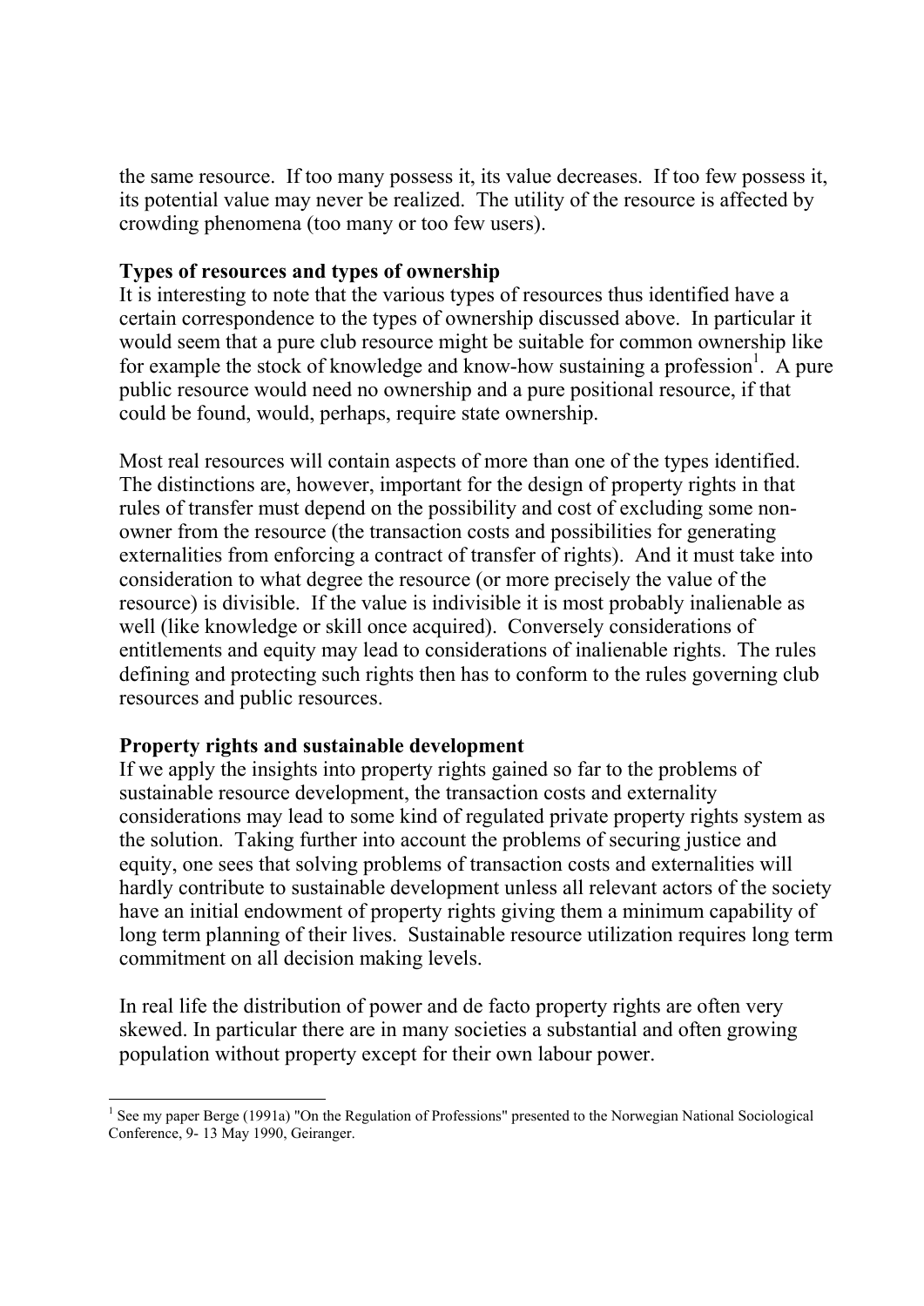the same resource. If too many possess it, its value decreases. If too few possess it, its potential value may never be realized. The utility of the resource is affected by crowding phenomena (too many or too few users).

**Types of resources and types of ownership**

It is interesting to note that the various types of resources thus identified have a certain correspondence to the types of ownership discussed above. In particular it would seem that a pure club resource might be suitable for common ownership like for example the stock of knowledge and know-how sustaining a profession[1]. A pure public resource would need no ownership and a pure positional resource, if that could be found, would, perhaps, require state ownership.

Most real resources will contain aspects of more than one of the types identified. The distinctions are, however, important for the design of property rights in that rules of transfer must depend on the possibility and cost of excluding some non-owner from the resource (the transaction costs and possibilities for generating externalities from enforcing a contract of transfer of rights). And it must take into consideration to what degree the resource (or more precisely the value of the resource) is divisible. If the value is indivisible it is most probably inalienable as well (like knowledge or skill once acquired). Conversely considerations of entitlements and equity may lead to considerations of inalienable rights. The rules defining and protecting such rights then has to conform to the rules governing club resources and public resources.

**Property rights and sustainable development**

If we apply the insights into property rights gained so far to the problems of sustainable resource development, the transaction costs and externality considerations may lead to some kind of regulated private property rights system as the solution. Taking further into account the problems of securing justice and equity, one sees that solving problems of transaction costs and externalities will hardly contribute to sustainable development unless all relevant actors of the society have an initial endowment of property rights giving them a minimum capability of long term planning of their lives. Sustainable resource utilization requires long term commitment on all decision making levels.

In real life the distribution of power and de facto property rights are often very skewed. In particular there are in many societies a substantial and often growing population without property except for their own labour power.

[1] See my paper Berge (1991a) "On the Regulation of Professions" presented to the Norwegian National Sociological Conference, 9- 13 May 1990, Geiranger.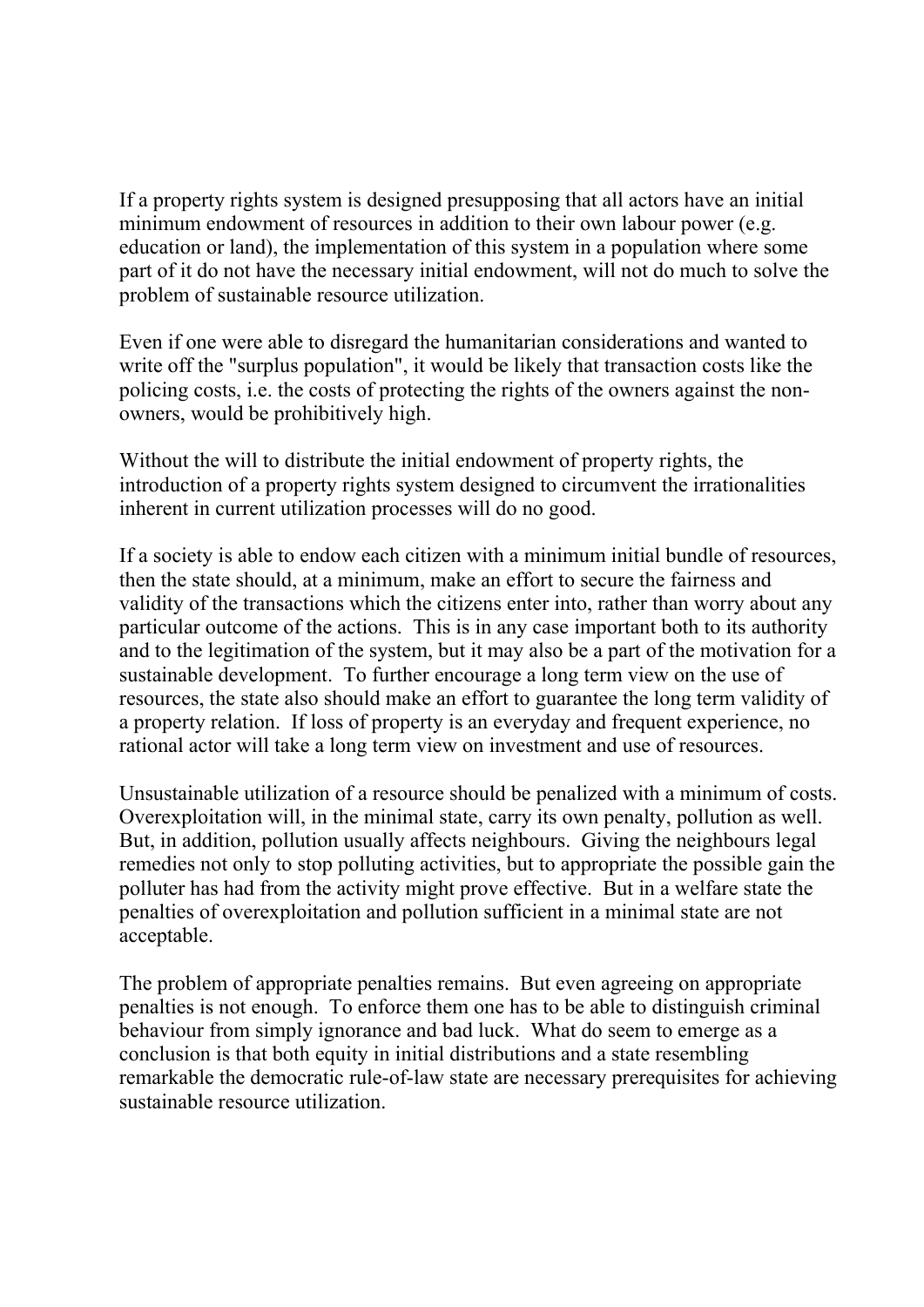If a property rights system is designed presupposing that all actors have an initial minimum endowment of resources in addition to their own labour power (e.g. education or land), the implementation of this system in a population where some part of it do not have the necessary initial endowment, will not do much to solve the problem of sustainable resource utilization.

Even if one were able to disregard the humanitarian considerations and wanted to write off the "surplus population", it would be likely that transaction costs like the policing costs, i.e. the costs of protecting the rights of the owners against the non-owners, would be prohibitively high.

Without the will to distribute the initial endowment of property rights, the introduction of a property rights system designed to circumvent the irrationalities inherent in current utilization processes will do no good.

If a society is able to endow each citizen with a minimum initial bundle of resources, then the state should, at a minimum, make an effort to secure the fairness and validity of the transactions which the citizens enter into, rather than worry about any particular outcome of the actions. This is in any case important both to its authority and to the legitimation of the system, but it may also be a part of the motivation for a sustainable development. To further encourage a long term view on the use of resources, the state also should make an effort to guarantee the long term validity of a property relation. If loss of property is an everyday and frequent experience, no rational actor will take a long term view on investment and use of resources.

Unsustainable utilization of a resource should be penalized with a minimum of costs. Overexploitation will, in the minimal state, carry its own penalty, pollution as well. But, in addition, pollution usually affects neighbours. Giving the neighbours legal remedies not only to stop polluting activities, but to appropriate the possible gain the polluter has had from the activity might prove effective. But in a welfare state the penalties of overexploitation and pollution sufficient in a minimal state are not acceptable.

The problem of appropriate penalties remains. But even agreeing on appropriate penalties is not enough. To enforce them one has to be able to distinguish criminal behaviour from simply ignorance and bad luck. What do seem to emerge as a conclusion is that both equity in initial distributions and a state resembling remarkable the democratic rule-of-law state are necessary prerequisites for achieving sustainable resource utilization.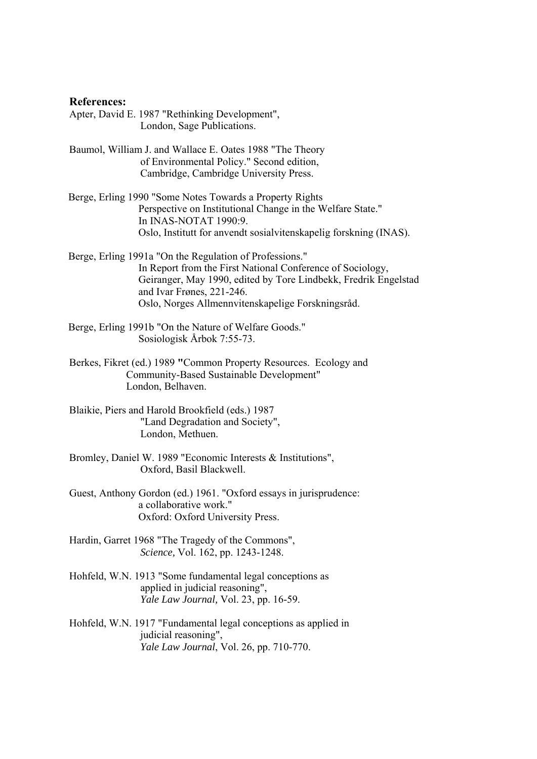**References:**

Apter, David E. 1987 "Rethinking Development", London, Sage Publications.

Baumol, William J. and Wallace E. Oates 1988 "The Theory of Environmental Policy." Second edition, Cambridge, Cambridge University Press.

Berge, Erling 1990 "Some Notes Towards a Property Rights Perspective on Institutional Change in the Welfare State." In INAS-NOTAT 1990:9. Oslo, Institutt for anvendt sosialvitenskapelig forskning (INAS).

Berge, Erling 1991a "On the Regulation of Professions." In Report from the First National Conference of Sociology, Geiranger, May 1990, edited by Tore Lindbekk, Fredrik Engelstad and Ivar Frønes, 221-246. Oslo, Norges Allmennvitenskapelige Forskningsråd.

Berge, Erling 1991b "On the Nature of Welfare Goods." Sosiologisk Årbok 7:55-73.

Berkes, Fikret (ed.) 1989 **"**Common Property Resources. Ecology and Community-Based Sustainable Development" London, Belhaven.

Blaikie, Piers and Harold Brookfield (eds.) 1987 "Land Degradation and Society", London, Methuen.

Bromley, Daniel W. 1989 "Economic Interests & Institutions", Oxford, Basil Blackwell.

Guest, Anthony Gordon (ed.) 1961. "Oxford essays in jurisprudence: a collaborative work." Oxford: Oxford University Press.

Hardin, Garret 1968 "The Tragedy of the Commons", *Science,* Vol. 162, pp. 1243-1248.

Hohfeld, W.N. 1913 "Some fundamental legal conceptions as applied in judicial reasoning", *Yale Law Journal,* Vol. 23, pp. 16-59.

Hohfeld, W.N. 1917 "Fundamental legal conceptions as applied in judicial reasoning", *Yale Law Journal*, Vol. 26, pp. 710-770.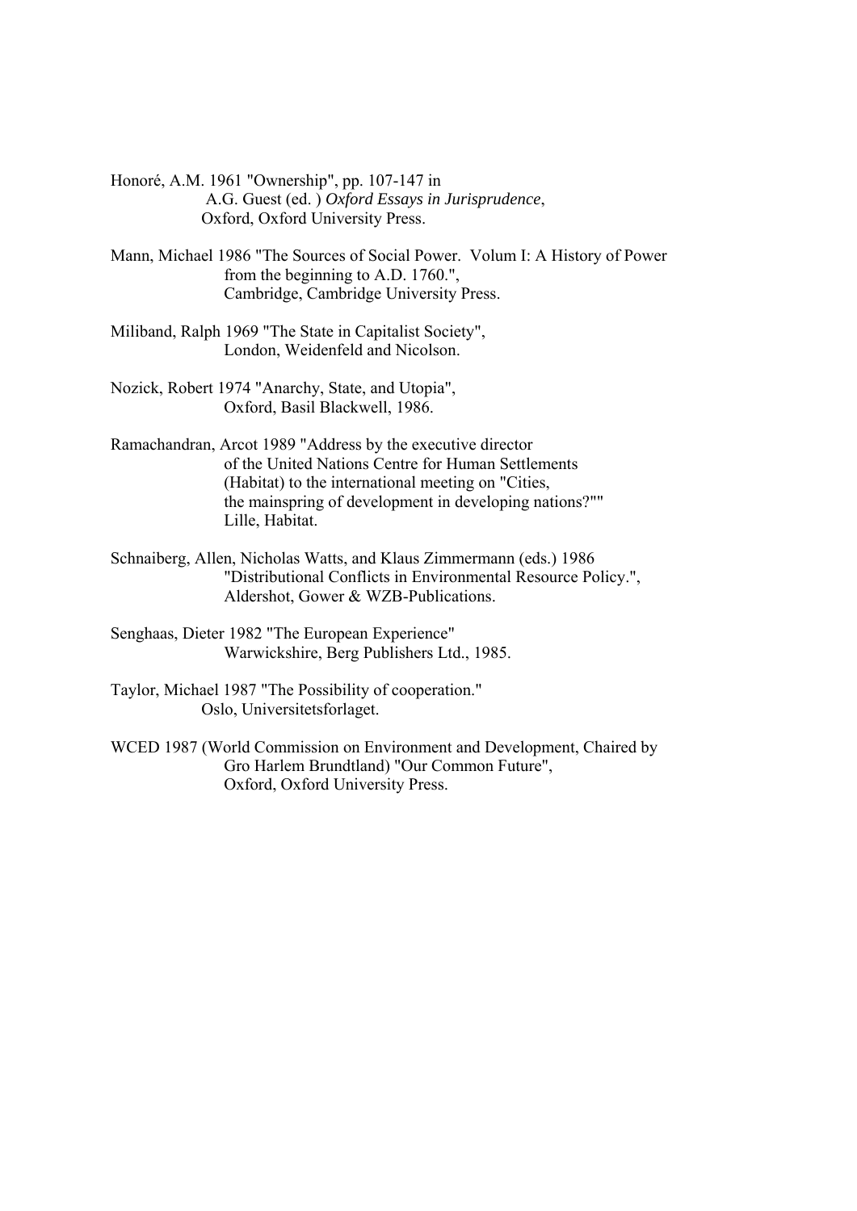Honoré, A.M. 1961 "Ownership", pp. 107-147 in
A.G. Guest (ed. ) *Oxford Essays in Jurisprudence*,
Oxford, Oxford University Press.

Mann, Michael 1986 "The Sources of Social Power. Volum I: A History of Power
from the beginning to A.D. 1760.",
Cambridge, Cambridge University Press.

Miliband, Ralph 1969 "The State in Capitalist Society",
London, Weidenfeld and Nicolson.

Nozick, Robert 1974 "Anarchy, State, and Utopia",
Oxford, Basil Blackwell, 1986.

Ramachandran, Arcot 1989 "Address by the executive director
of the United Nations Centre for Human Settlements
(Habitat) to the international meeting on "Cities,
the mainspring of development in developing nations?""
Lille, Habitat.

Schnaiberg, Allen, Nicholas Watts, and Klaus Zimmermann (eds.) 1986
"Distributional Conflicts in Environmental Resource Policy.",
Aldershot, Gower & WZB-Publications.

Senghaas, Dieter 1982 "The European Experience"
Warwickshire, Berg Publishers Ltd., 1985.

Taylor, Michael 1987 "The Possibility of cooperation."
Oslo, Universitetsforlaget.

WCED 1987 (World Commission on Environment and Development, Chaired by
Gro Harlem Brundtland) "Our Common Future",
Oxford, Oxford University Press.